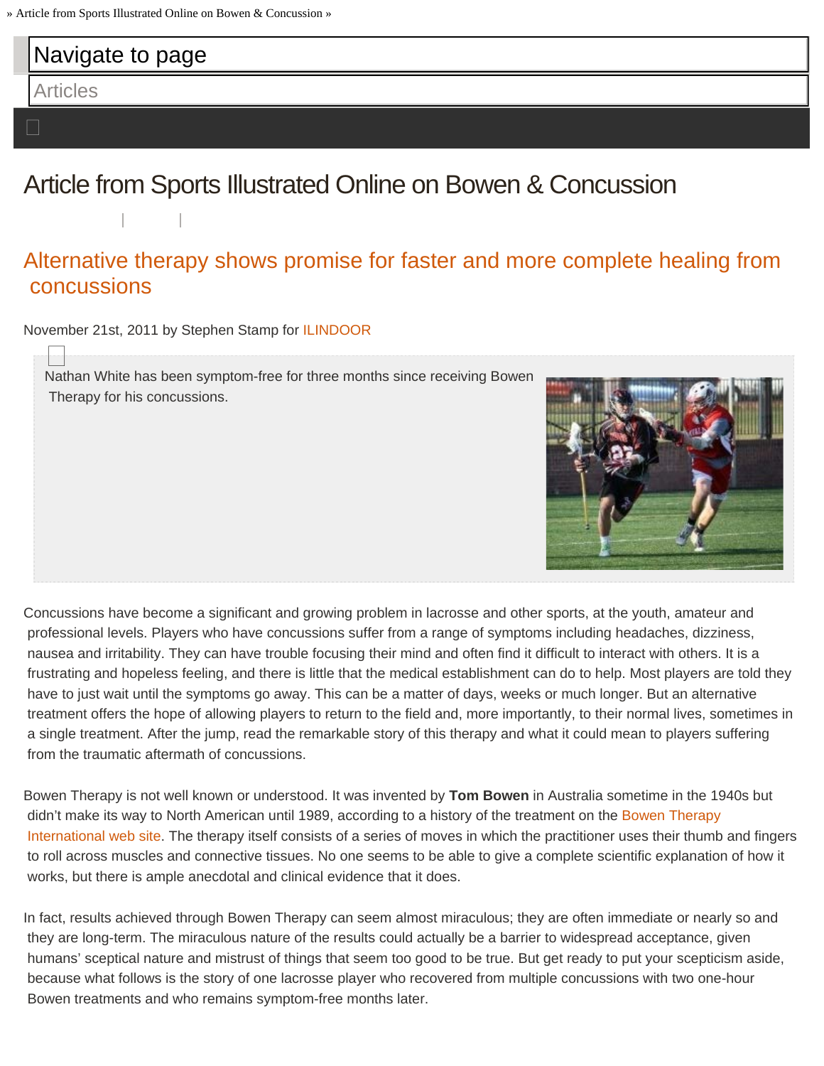» Article from Sports Illustrated Online on Bowen & Concussion »

Navigate to page

Articles

# Article from Sports Illustrated Online on Bowen & Concussion

## Alternative therapy shows promise for faster and more complete healing from concussions

November 21st, 2011 by Stephen Stamp for ILINDOOR

Nathan White has been symptom-free for three months since receiving Bowen Therapy for his concussions.

Concussions have become a significant and growing problem in lacrosse and other sports, at the youth, amateur and professional levels. Players who have concussions suffer from a range of symptoms including headaches, dizziness, nausea and irritability. They can have trouble focusing their mind and often find it difficult to interact with others. It is a frustrating and hopeless feeling, and there is little that the medical establishment can do to help. Most players are told they have to just wait until the symptoms go away. This can be a matter of days, weeks or much longer. But an alternative treatment offers the hope of allowing players to return to the field and, more importantly, to their normal lives, sometimes in a single treatment. After the jump, read the remarkable story of this therapy and what it could mean to players suffering from the traumatic aftermath of concussions.

Bowen Therapy is not well known or understood. It was invented by **Tom Bowen** in Australia sometime in the 1940s but didn't make its way to North American until 1989, according to a history of the treatment on the Bowen Therapy International web site. The therapy itself consists of a series of moves in which the practitioner uses their thumb and fingers to roll across muscles and connective tissues. No one seems to be able to give a complete scientific explanation of how it works, but there is ample anecdotal and clinical evidence that it does.

In fact, results achieved through Bowen Therapy can seem almost miraculous; they are often immediate or nearly so and they are long-term. The miraculous nature of the results could actually be a barrier to widespread acceptance, given humans' sceptical nature and mistrust of things that seem too good to be true. But get ready to put your scepticism aside, because what follows is the story of one lacrosse player who recovered from multiple concussions with two one-hour Bowen treatments and who remains symptom-free months later.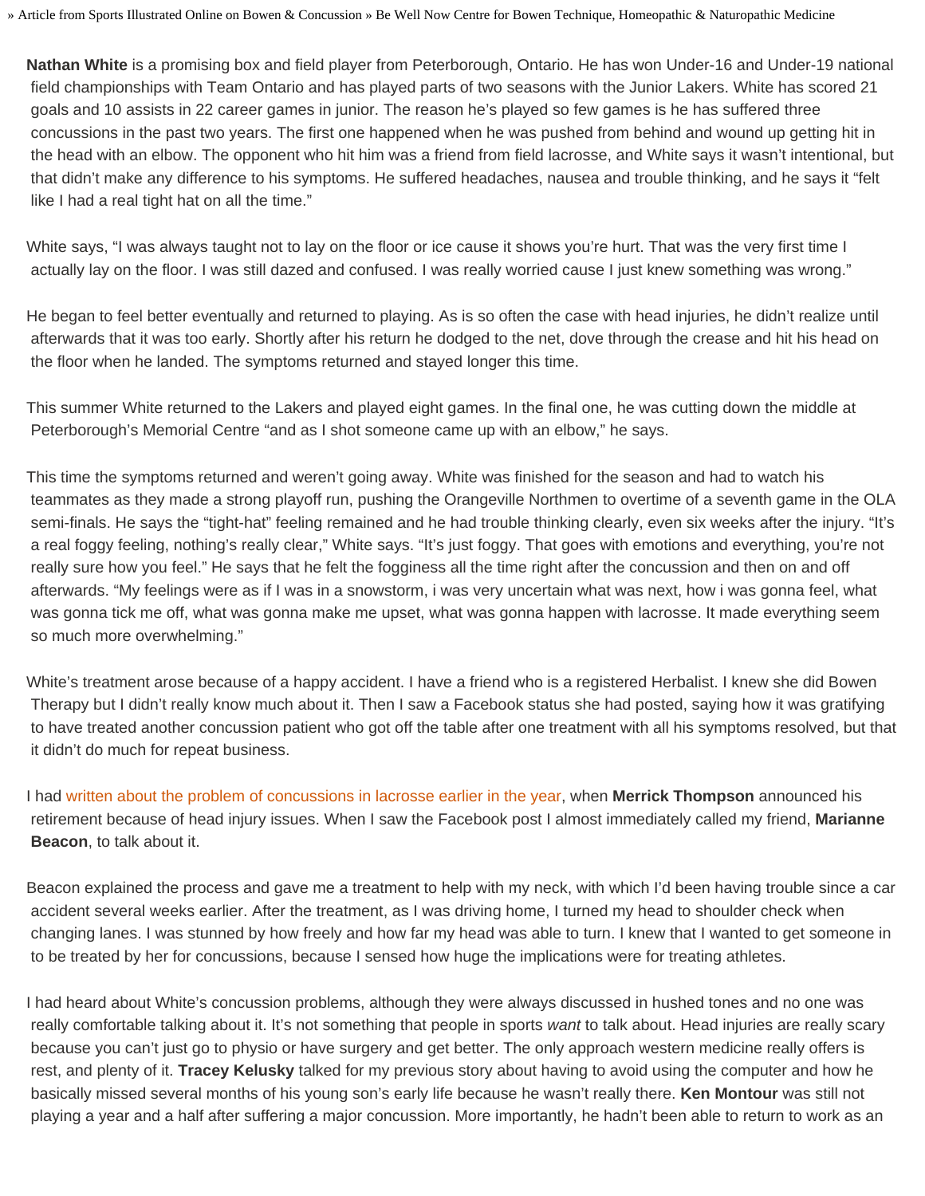**Nathan White** is a promising box and field player from Peterborough, Ontario. He has won Under-16 and Under-19 national field championships with Team Ontario and has played parts of two seasons with the Junior Lakers. White has scored 21 goals and 10 assists in 22 career games in junior. The reason he's played so few games is he has suffered three concussions in the past two years. The first one happened when he was pushed from behind and wound up getting hit in the head with an elbow. The opponent who hit him was a friend from field lacrosse, and White says it wasn't intentional, but that didn't make any difference to his symptoms. He suffered headaches, nausea and trouble thinking, and he says it "felt like I had a real tight hat on all the time."

White says, "I was always taught not to lay on the floor or ice cause it shows you're hurt. That was the very first time I actually lay on the floor. I was still dazed and confused. I was really worried cause I just knew something was wrong."

He began to feel better eventually and returned to playing. As is so often the case with head injuries, he didn't realize until afterwards that it was too early. Shortly after his return he dodged to the net, dove through the crease and hit his head on the floor when he landed. The symptoms returned and stayed longer this time.

This summer White returned to the Lakers and played eight games. In the final one, he was cutting down the middle at Peterborough's Memorial Centre "and as I shot someone came up with an elbow," he says.

This time the symptoms returned and weren't going away. White was finished for the season and had to watch his teammates as they made a strong playoff run, pushing the Orangeville Northmen to overtime of a seventh game in the OLA semi-finals. He says the "tight-hat" feeling remained and he had trouble thinking clearly, even six weeks after the injury. "It's a real foggy feeling, nothing's really clear," White says. "It's just foggy. That goes with emotions and everything, you're not really sure how you feel." He says that he felt the fogginess all the time right after the concussion and then on and off afterwards. "My feelings were as if I was in a snowstorm, i was very uncertain what was next, how i was gonna feel, what was gonna tick me off, what was gonna make me upset, what was gonna happen with lacrosse. It made everything seem so much more overwhelming."

White's treatment arose because of a happy accident. I have a friend who is a registered Herbalist. I knew she did Bowen Therapy but I didn't really know much about it. Then I saw a Facebook status she had posted, saying how it was gratifying to have treated another concussion patient who got off the table after one treatment with all his symptoms resolved, but that it didn't do much for repeat business.

I had written about the problem of concussions in lacrosse earlier in the year, when **Merrick Thompson** announced his retirement because of head injury issues. When I saw the Facebook post I almost immediately called my friend, **Marianne Beacon**, to talk about it.

Beacon explained the process and gave me a treatment to help with my neck, with which I'd been having trouble since a car accident several weeks earlier. After the treatment, as I was driving home, I turned my head to shoulder check when changing lanes. I was stunned by how freely and how far my head was able to turn. I knew that I wanted to get someone in to be treated by her for concussions, because I sensed how huge the implications were for treating athletes.

I had heard about White's concussion problems, although they were always discussed in hushed tones and no one was really comfortable talking about it. It's not something that people in sports *want* to talk about. Head injuries are really scary because you can't just go to physio or have surgery and get better. The only approach western medicine really offers is rest, and plenty of it. **Tracey Kelusky** talked for my previous story about having to avoid using the computer and how he basically missed several months of his young son's early life because he wasn't really there. **Ken Montour** was still not playing a year and a half after suffering a major concussion. More importantly, he hadn't been able to return to work as an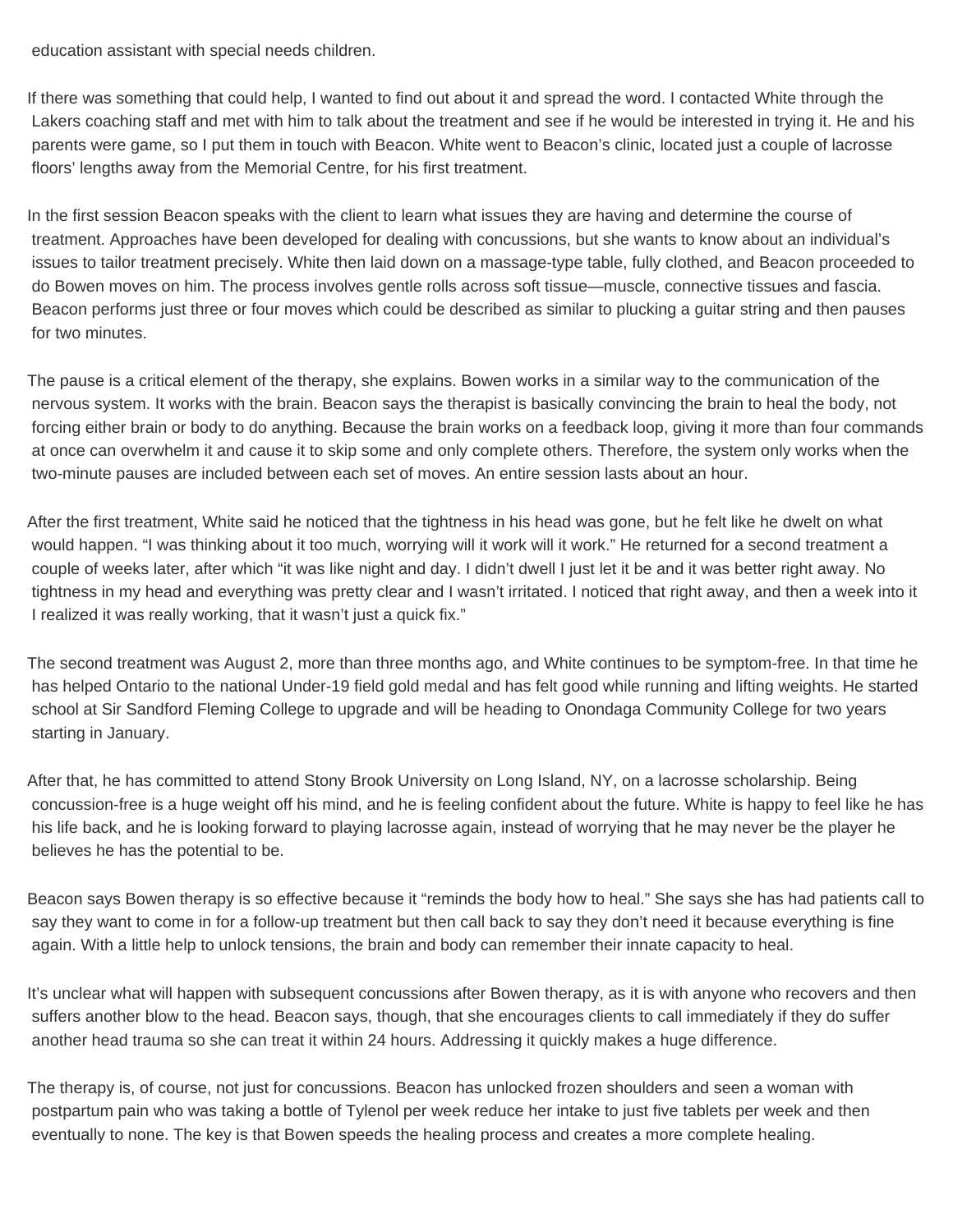education assistant with special needs children.

If there was something that could help, I wanted to find out about it and spread the word. I contacted White through the Lakers coaching staff and met with him to talk about the treatment and see if he would be interested in trying it. He and his parents were game, so I put them in touch with Beacon. White went to Beacon's clinic, located just a couple of lacrosse floors' lengths away from the Memorial Centre, for his first treatment.

In the first session Beacon speaks with the client to learn what issues they are having and determine the course of treatment. Approaches have been developed for dealing with concussions, but she wants to know about an individual's issues to tailor treatment precisely. White then laid down on a massage-type table, fully clothed, and Beacon proceeded to do Bowen moves on him. The process involves gentle rolls across soft tissue—muscle, connective tissues and fascia. Beacon performs just three or four moves which could be described as similar to plucking a guitar string and then pauses for two minutes.

The pause is a critical element of the therapy, she explains. Bowen works in a similar way to the communication of the nervous system. It works with the brain. Beacon says the therapist is basically convincing the brain to heal the body, not forcing either brain or body to do anything. Because the brain works on a feedback loop, giving it more than four commands at once can overwhelm it and cause it to skip some and only complete others. Therefore, the system only works when the two-minute pauses are included between each set of moves. An entire session lasts about an hour.

After the first treatment, White said he noticed that the tightness in his head was gone, but he felt like he dwelt on what would happen. "I was thinking about it too much, worrying will it work will it work." He returned for a second treatment a couple of weeks later, after which "it was like night and day. I didn't dwell I just let it be and it was better right away. No tightness in my head and everything was pretty clear and I wasn't irritated. I noticed that right away, and then a week into it I realized it was really working, that it wasn't just a quick fix."

The second treatment was August 2, more than three months ago, and White continues to be symptom-free. In that time he has helped Ontario to the national Under-19 field gold medal and has felt good while running and lifting weights. He started school at Sir Sandford Fleming College to upgrade and will be heading to Onondaga Community College for two years starting in January.

After that, he has committed to attend Stony Brook University on Long Island, NY, on a lacrosse scholarship. Being concussion-free is a huge weight off his mind, and he is feeling confident about the future. White is happy to feel like he has his life back, and he is looking forward to playing lacrosse again, instead of worrying that he may never be the player he believes he has the potential to be.

Beacon says Bowen therapy is so effective because it "reminds the body how to heal." She says she has had patients call to say they want to come in for a follow-up treatment but then call back to say they don't need it because everything is fine again. With a little help to unlock tensions, the brain and body can remember their innate capacity to heal.

It's unclear what will happen with subsequent concussions after Bowen therapy, as it is with anyone who recovers and then suffers another blow to the head. Beacon says, though, that she encourages clients to call immediately if they do suffer another head trauma so she can treat it within 24 hours. Addressing it quickly makes a huge difference.

The therapy is, of course, not just for concussions. Beacon has unlocked frozen shoulders and seen a woman with postpartum pain who was taking a bottle of Tylenol per week reduce her intake to just five tablets per week and then eventually to none. The key is that Bowen speeds the healing process and creates a more complete healing.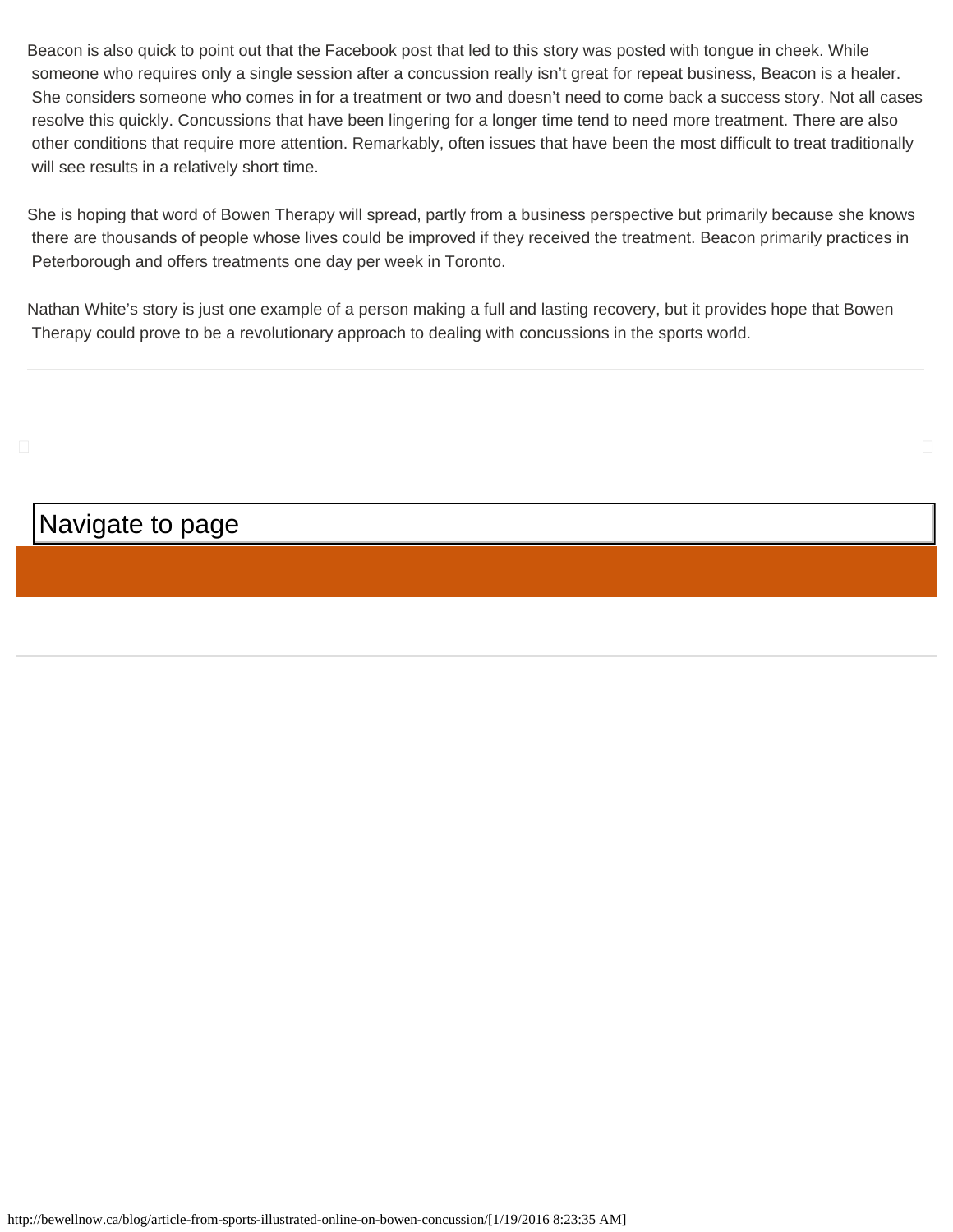Beacon is also quick to point out that the Facebook post that led to this story was posted with tongue in cheek. While someone who requires only a single session after a concussion really isn't great for repeat business, Beacon is a healer. She considers someone who comes in for a treatment or two and doesn't need to come back a success story. Not all cases resolve this quickly. Concussions that have been lingering for a longer time tend to need more treatment. There are also other conditions that require more attention. Remarkably, often issues that have been the most difficult to treat traditionally will see results in a relatively short time.

She is hoping that word of Bowen Therapy will spread, partly from a business perspective but primarily because she knows there are thousands of people whose lives could be improved if they received the treatment. Beacon primarily practices in Peterborough and offers treatments one day per week in Toronto.

Nathan White's story is just one example of a person making a full and lasting recovery, but it provides hope that Bowen Therapy could prove to be a revolutionary approach to dealing with concussions in the sports world.

Navigate to page